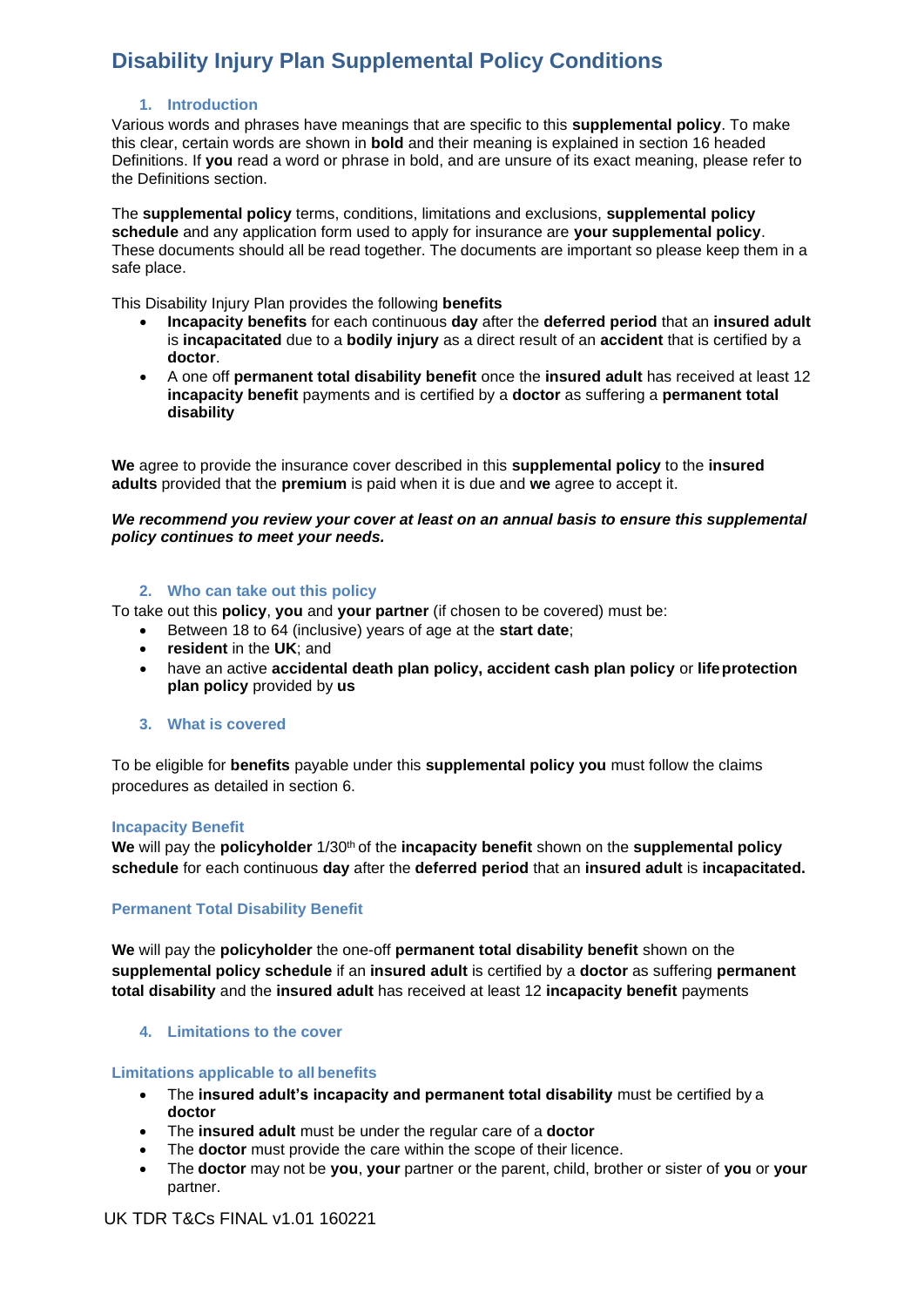# Disability Injury Plan Supplemental Policy Conditions

## 1. Introduction

Various words and phrases have meanings that are specific to this **supplemental policy**. To make this clear, certain words are shown in **bold** and their meaning is explained in section 16 headed Definitions. If **you** read a word or phrase in bold, and are unsure of its exact meaning, please refer to the Definitions section.

The **supplemental policy** terms, conditions, limitations and exclusions, **supplemental policy schedule** and any application form used to apply for insurance are **your supplemental policy**. These documents should all be read together. The documents are important so please keep them in a safe place.

This Disability Injury Plan provides the following **benefits**

- **Incapacity benefits** for each continuous **day** after the **deferred period** that an **insured adult** is **incapacitated** due to a **bodily injury** as a direct result of an **accident** that is certified by a **doctor**.
- A one off **permanent total disability benefit** once the **insured adult** has received at least 12 **incapacity benefit** payments and is certified by a **doctor** as suffering a **permanent total disability**

**We** agree to provide the insurance cover described in this **supplemental policy** to the **insured adults** provided that the **premium** is paid when it is due and **we** agree to accept it.

***We recommend you review your cover at least on an annual basis to ensure this supplemental policy continues to meet your needs.***

## 2. Who can take out this policy

To take out this **policy**, **you** and **your partner** (if chosen to be covered) must be:

- Between 18 to 64 (inclusive) years of age at the **start date**;
- **resident** in the **UK**; and
- have an active **accidental death plan policy, accident cash plan policy** or **life protection plan policy** provided by **us**

## 3. What is covered

To be eligible for **benefits** payable under this **supplemental policy you** must follow the claims procedures as detailed in section 6.

### Incapacity Benefit

**We** will pay the **policyholder** 1/30th of the **incapacity benefit** shown on the **supplemental policy schedule** for each continuous **day** after the **deferred period** that an **insured adult** is **incapacitated.**

### Permanent Total Disability Benefit

**We** will pay the **policyholder** the one-off **permanent total disability benefit** shown on the **supplemental policy schedule** if an **insured adult** is certified by a **doctor** as suffering **permanent total disability** and the **insured adult** has received at least 12 **incapacity benefit** payments

## 4. Limitations to the cover

### Limitations applicable to all benefits

- The **insured adult's incapacity and permanent total disability** must be certified by a **doctor**
- The **insured adult** must be under the regular care of a **doctor**
- The **doctor** must provide the care within the scope of their licence.
- The **doctor** may not be **you**, **your** partner or the parent, child, brother or sister of **you** or **your** partner.

UK TDR T&Cs FINAL v1.01 160221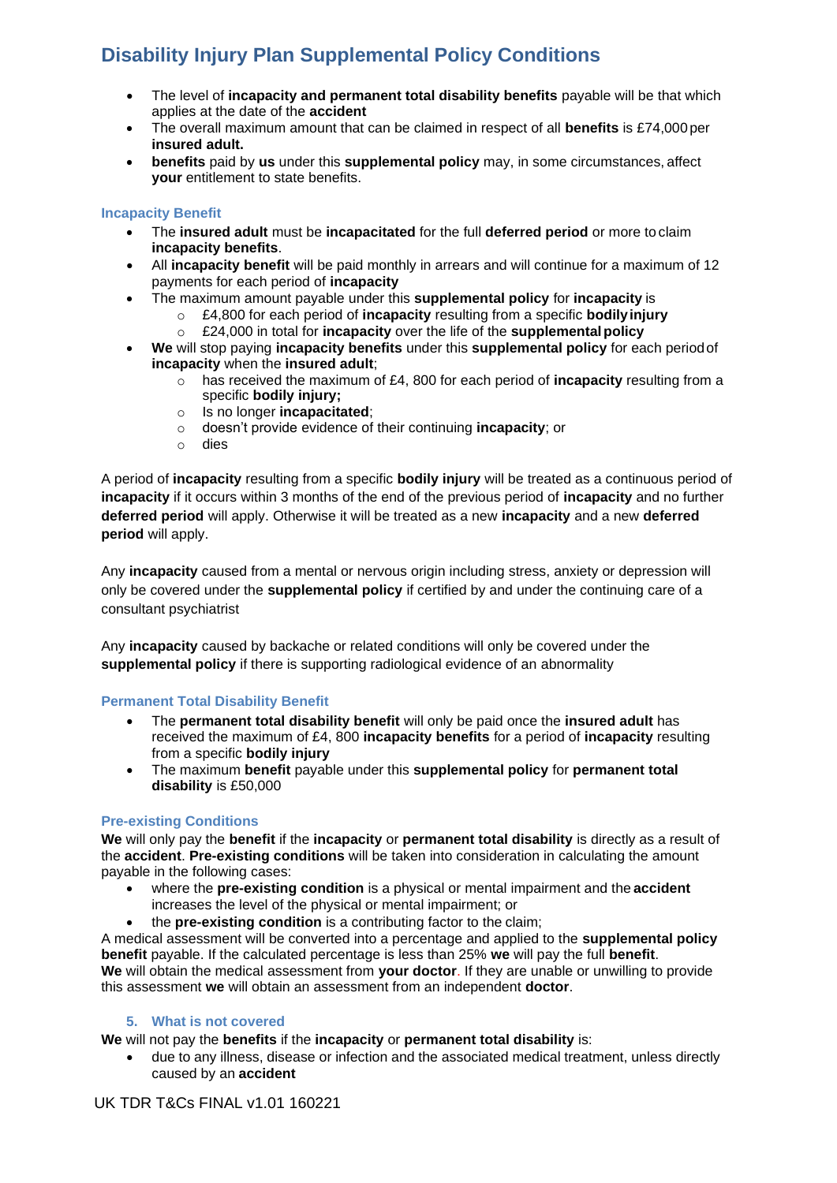- The level of **incapacity and permanent total disability benefits** payable will be that which applies at the date of the **accident**
- The overall maximum amount that can be claimed in respect of all **benefits** is £74,000 per **insured adult.**
- **benefits** paid by **us** under this **supplemental policy** may, in some circumstances, affect **your** entitlement to state benefits.

### Incapacity Benefit

- The **insured adult** must be **incapacitated** for the full **deferred period** or more to claim **incapacity benefits**.
- All **incapacity benefit** will be paid monthly in arrears and will continue for a maximum of 12 payments for each period of **incapacity**
- The maximum amount payable under this **supplemental policy** for **incapacity** is
  - £4,800 for each period of **incapacity** resulting from a specific **bodily injury**
  - £24,000 in total for **incapacity** over the life of the **supplemental policy**
- **We** will stop paying **incapacity benefits** under this **supplemental policy** for each period of **incapacity** when the **insured adult**;
  - has received the maximum of £4, 800 for each period of **incapacity** resulting from a specific **bodily injury;**
  - Is no longer **incapacitated**;
  - doesn't provide evidence of their continuing **incapacity**; or
  - dies

A period of **incapacity** resulting from a specific **bodily injury** will be treated as a continuous period of **incapacity** if it occurs within 3 months of the end of the previous period of **incapacity** and no further **deferred period** will apply. Otherwise it will be treated as a new **incapacity** and a new **deferred period** will apply.

Any **incapacity** caused from a mental or nervous origin including stress, anxiety or depression will only be covered under the **supplemental policy** if certified by and under the continuing care of a consultant psychiatrist

Any **incapacity** caused by backache or related conditions will only be covered under the **supplemental policy** if there is supporting radiological evidence of an abnormality

### Permanent Total Disability Benefit

- The **permanent total disability benefit** will only be paid once the **insured adult** has received the maximum of £4, 800 **incapacity benefits** for a period of **incapacity** resulting from a specific **bodily injury**
- The maximum **benefit** payable under this **supplemental policy** for **permanent total disability** is £50,000

### Pre-existing Conditions

**We** will only pay the **benefit** if the **incapacity** or **permanent total disability** is directly as a result of the **accident**. **Pre-existing conditions** will be taken into consideration in calculating the amount payable in the following cases:

- where the **pre-existing condition** is a physical or mental impairment and the **accident** increases the level of the physical or mental impairment; or
- the **pre-existing condition** is a contributing factor to the claim;

A medical assessment will be converted into a percentage and applied to the **supplemental policy benefit** payable. If the calculated percentage is less than 25% **we** will pay the full **benefit**.
**We** will obtain the medical assessment from **your doctor**. If they are unable or unwilling to provide this assessment **we** will obtain an assessment from an independent **doctor**.

## 5. What is not covered

**We** will not pay the **benefits** if the **incapacity** or **permanent total disability** is:

- due to any illness, disease or infection and the associated medical treatment, unless directly caused by an **accident**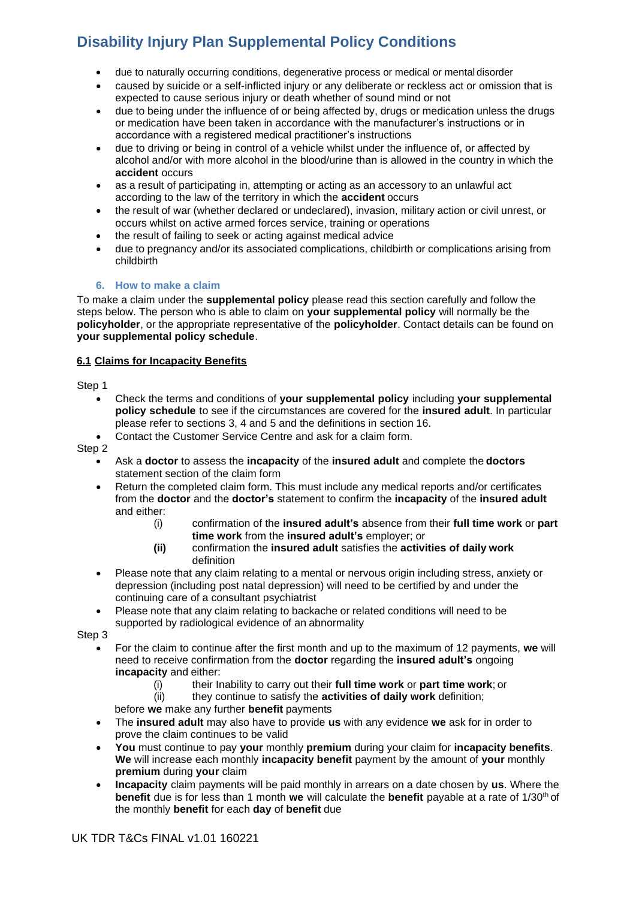- due to naturally occurring conditions, degenerative process or medical or mental disorder
- caused by suicide or a self-inflicted injury or any deliberate or reckless act or omission that is expected to cause serious injury or death whether of sound mind or not
- due to being under the influence of or being affected by, drugs or medication unless the drugs or medication have been taken in accordance with the manufacturer's instructions or in accordance with a registered medical practitioner's instructions
- due to driving or being in control of a vehicle whilst under the influence of, or affected by alcohol and/or with more alcohol in the blood/urine than is allowed in the country in which the **accident** occurs
- as a result of participating in, attempting or acting as an accessory to an unlawful act according to the law of the territory in which the **accident** occurs
- the result of war (whether declared or undeclared), invasion, military action or civil unrest, or occurs whilst on active armed forces service, training or operations
- the result of failing to seek or acting against medical advice
- due to pregnancy and/or its associated complications, childbirth or complications arising from childbirth

### 6. How to make a claim

To make a claim under the **supplemental policy** please read this section carefully and follow the steps below. The person who is able to claim on **your supplemental policy** will normally be the **policyholder**, or the appropriate representative of the **policyholder**. Contact details can be found on **your supplemental policy schedule**.

**6.1 Claims for Incapacity Benefits**

Step 1

- Check the terms and conditions of **your supplemental policy** including **your supplemental policy schedule** to see if the circumstances are covered for the **insured adult**. In particular please refer to sections 3, 4 and 5 and the definitions in section 16.
- Contact the Customer Service Centre and ask for a claim form.

Step 2

- Ask a **doctor** to assess the **incapacity** of the **insured adult** and complete the **doctors** statement section of the claim form
- Return the completed claim form. This must include any medical reports and/or certificates from the **doctor** and the **doctor's** statement to confirm the **incapacity** of the **insured adult** and either:
  - (i) confirmation of the **insured adult's** absence from their **full time work** or **part time work** from the **insured adult's** employer; or
  - **(ii)** confirmation the **insured adult** satisfies the **activities of daily work** definition
- Please note that any claim relating to a mental or nervous origin including stress, anxiety or depression (including post natal depression) will need to be certified by and under the continuing care of a consultant psychiatrist
- Please note that any claim relating to backache or related conditions will need to be supported by radiological evidence of an abnormality

Step 3

- For the claim to continue after the first month and up to the maximum of 12 payments, **we** will need to receive confirmation from the **doctor** regarding the **insured adult's** ongoing **incapacity** and either:
  - (i) their Inability to carry out their **full time work** or **part time work**; or
  - (ii) they continue to satisfy the **activities of daily work** definition;

  before **we** make any further **benefit** payments
- The **insured adult** may also have to provide **us** with any evidence **we** ask for in order to prove the claim continues to be valid
- **You** must continue to pay **your** monthly **premium** during your claim for **incapacity benefits**. **We** will increase each monthly **incapacity benefit** payment by the amount of **your** monthly **premium** during **your** claim
- **Incapacity** claim payments will be paid monthly in arrears on a date chosen by **us**. Where the **benefit** due is for less than 1 month **we** will calculate the **benefit** payable at a rate of 1/30th of the monthly **benefit** for each **day** of **benefit** due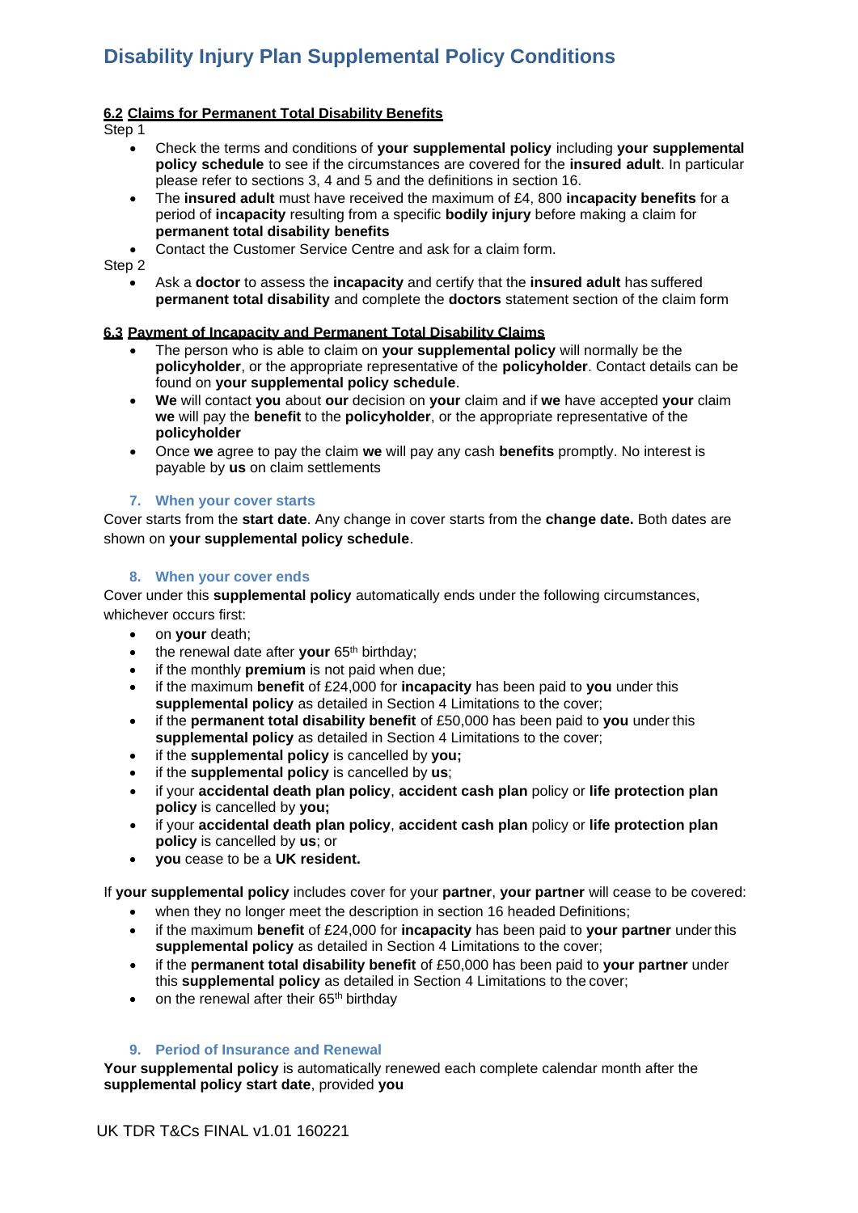### 6.2 Claims for Permanent Total Disability Benefits

Step 1

- Check the terms and conditions of **your supplemental policy** including **your supplemental policy schedule** to see if the circumstances are covered for the **insured adult**. In particular please refer to sections 3, 4 and 5 and the definitions in section 16.
- The **insured adult** must have received the maximum of £4, 800 **incapacity benefits** for a period of **incapacity** resulting from a specific **bodily injury** before making a claim for **permanent total disability benefits**
- Contact the Customer Service Centre and ask for a claim form.

Step 2

- Ask a **doctor** to assess the **incapacity** and certify that the **insured adult** has suffered **permanent total disability** and complete the **doctors** statement section of the claim form

### 6.3 Payment of Incapacity and Permanent Total Disability Claims

- The person who is able to claim on **your supplemental policy** will normally be the **policyholder**, or the appropriate representative of the **policyholder**. Contact details can be found on **your supplemental policy schedule**.
- **We** will contact **you** about **our** decision on **your** claim and if **we** have accepted **your** claim **we** will pay the **benefit** to the **policyholder**, or the appropriate representative of the **policyholder**
- Once **we** agree to pay the claim **we** will pay any cash **benefits** promptly. No interest is payable by **us** on claim settlements

## 7. When your cover starts

Cover starts from the **start date**. Any change in cover starts from the **change date.** Both dates are shown on **your supplemental policy schedule**.

## 8. When your cover ends

Cover under this **supplemental policy** automatically ends under the following circumstances, whichever occurs first:

- on **your** death;
- the renewal date after **your** 65th birthday;
- if the monthly **premium** is not paid when due;
- if the maximum **benefit** of £24,000 for **incapacity** has been paid to **you** under this **supplemental policy** as detailed in Section 4 Limitations to the cover;
- if the **permanent total disability benefit** of £50,000 has been paid to **you** under this **supplemental policy** as detailed in Section 4 Limitations to the cover;
- if the **supplemental policy** is cancelled by **you;**
- if the **supplemental policy** is cancelled by **us**;
- if your **accidental death plan policy**, **accident cash plan** policy or **life protection plan policy** is cancelled by **you;**
- if your **accidental death plan policy**, **accident cash plan** policy or **life protection plan policy** is cancelled by **us**; or
- **you** cease to be a **UK resident.**

If **your supplemental policy** includes cover for your **partner**, **your partner** will cease to be covered:

- when they no longer meet the description in section 16 headed Definitions;
- if the maximum **benefit** of £24,000 for **incapacity** has been paid to **your partner** under this **supplemental policy** as detailed in Section 4 Limitations to the cover;
- if the **permanent total disability benefit** of £50,000 has been paid to **your partner** under this **supplemental policy** as detailed in Section 4 Limitations to the cover;
- on the renewal after their 65th birthday

## 9. Period of Insurance and Renewal

**Your supplemental policy** is automatically renewed each complete calendar month after the **supplemental policy start date**, provided **you**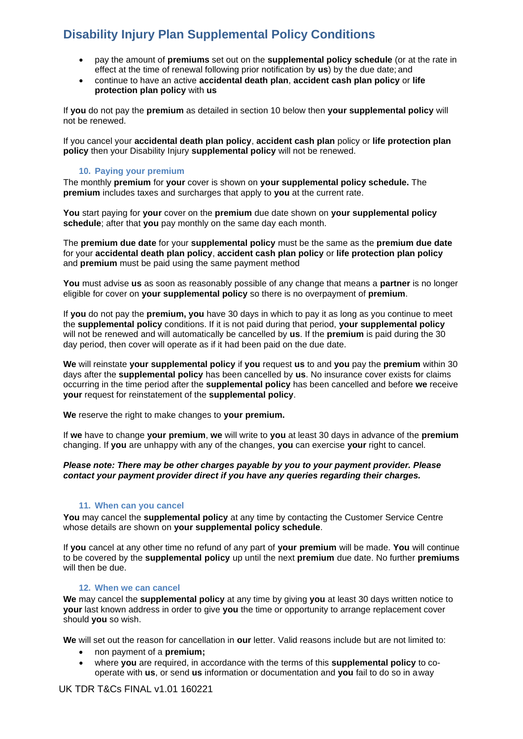- pay the amount of **premiums** set out on the **supplemental policy schedule** (or at the rate in effect at the time of renewal following prior notification by **us**) by the due date; and
- continue to have an active **accidental death plan**, **accident cash plan policy** or **life protection plan policy** with **us**

If **you** do not pay the **premium** as detailed in section 10 below then **your supplemental policy** will not be renewed.

If you cancel your **accidental death plan policy**, **accident cash plan** policy or **life protection plan policy** then your Disability Injury **supplemental policy** will not be renewed.

### 10. Paying your premium

The monthly **premium** for **your** cover is shown on **your supplemental policy schedule.** The **premium** includes taxes and surcharges that apply to **you** at the current rate.

**You** start paying for **your** cover on the **premium** due date shown on **your supplemental policy schedule**; after that **you** pay monthly on the same day each month.

The **premium due date** for your **supplemental policy** must be the same as the **premium due date** for your **accidental death plan policy**, **accident cash plan policy** or **life protection plan policy** and **premium** must be paid using the same payment method

**You** must advise **us** as soon as reasonably possible of any change that means a **partner** is no longer eligible for cover on **your supplemental policy** so there is no overpayment of **premium**.

If **you** do not pay the **premium, you** have 30 days in which to pay it as long as you continue to meet the **supplemental policy** conditions. If it is not paid during that period, **your supplemental policy** will not be renewed and will automatically be cancelled by **us**. If the **premium** is paid during the 30 day period, then cover will operate as if it had been paid on the due date.

**We** will reinstate **your supplemental policy** if **you** request **us** to and **you** pay the **premium** within 30 days after the **supplemental policy** has been cancelled by **us**. No insurance cover exists for claims occurring in the time period after the **supplemental policy** has been cancelled and before **we** receive **your** request for reinstatement of the **supplemental policy**.

**We** reserve the right to make changes to **your premium.**

If **we** have to change **your premium**, **we** will write to **you** at least 30 days in advance of the **premium** changing. If **you** are unhappy with any of the changes, **you** can exercise **your** right to cancel.

***Please note: There may be other charges payable by you to your payment provider. Please contact your payment provider direct if you have any queries regarding their charges.***

### 11. When can you cancel

**You** may cancel the **supplemental policy** at any time by contacting the Customer Service Centre whose details are shown on **your supplemental policy schedule**.

If **you** cancel at any other time no refund of any part of **your premium** will be made. **You** will continue to be covered by the **supplemental policy** up until the next **premium** due date. No further **premiums** will then be due.

### 12. When we can cancel

**We** may cancel the **supplemental policy** at any time by giving **you** at least 30 days written notice to **your** last known address in order to give **you** the time or opportunity to arrange replacement cover should **you** so wish.

**We** will set out the reason for cancellation in **our** letter. Valid reasons include but are not limited to:

- non payment of a **premium;**
- where **you** are required, in accordance with the terms of this **supplemental policy** to co-operate with **us**, or send **us** information or documentation and **you** fail to do so in a way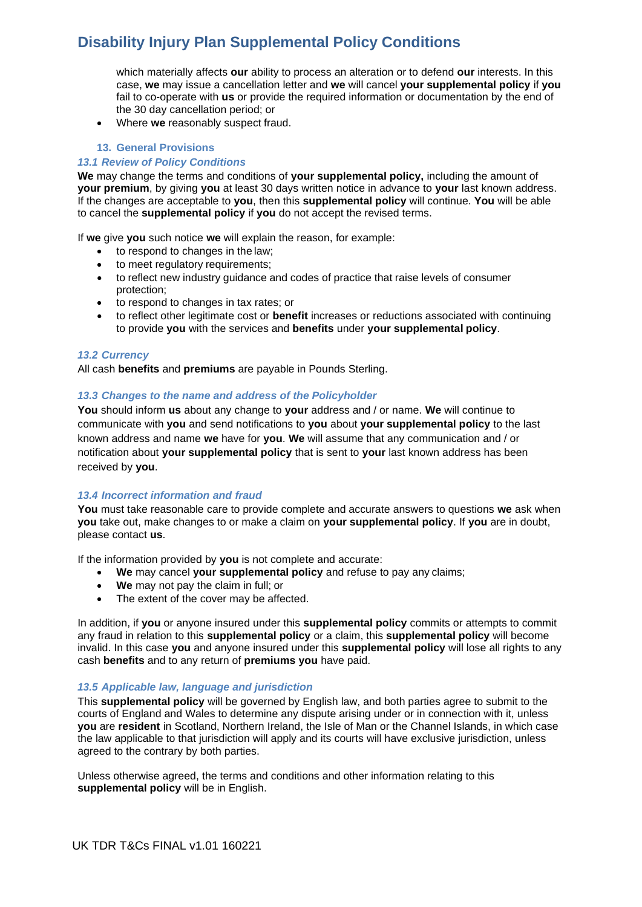which materially affects **our** ability to process an alteration or to defend **our** interests. In this case, **we** may issue a cancellation letter and **we** will cancel **your supplemental policy** if **you** fail to co-operate with **us** or provide the required information or documentation by the end of the 30 day cancellation period; or

- Where **we** reasonably suspect fraud.

## 13. General Provisions

### *13.1 Review of Policy Conditions*

**We** may change the terms and conditions of **your supplemental policy,** including the amount of **your premium**, by giving **you** at least 30 days written notice in advance to **your** last known address. If the changes are acceptable to **you**, then this **supplemental policy** will continue. **You** will be able to cancel the **supplemental policy** if **you** do not accept the revised terms.

If **we** give **you** such notice **we** will explain the reason, for example:

- to respond to changes in the law;
- to meet regulatory requirements;
- to reflect new industry guidance and codes of practice that raise levels of consumer protection;
- to respond to changes in tax rates; or
- to reflect other legitimate cost or **benefit** increases or reductions associated with continuing to provide **you** with the services and **benefits** under **your supplemental policy**.

### *13.2 Currency*

All cash **benefits** and **premiums** are payable in Pounds Sterling.

### *13.3 Changes to the name and address of the Policyholder*

**You** should inform **us** about any change to **your** address and / or name. **We** will continue to communicate with **you** and send notifications to **you** about **your supplemental policy** to the last known address and name **we** have for **you**. **We** will assume that any communication and / or notification about **your supplemental policy** that is sent to **your** last known address has been received by **you**.

### *13.4 Incorrect information and fraud*

**You** must take reasonable care to provide complete and accurate answers to questions **we** ask when **you** take out, make changes to or make a claim on **your supplemental policy**. If **you** are in doubt, please contact **us**.

If the information provided by **you** is not complete and accurate:

- **We** may cancel **your supplemental policy** and refuse to pay any claims;
- **We** may not pay the claim in full; or
- The extent of the cover may be affected.

In addition, if **you** or anyone insured under this **supplemental policy** commits or attempts to commit any fraud in relation to this **supplemental policy** or a claim, this **supplemental policy** will become invalid. In this case **you** and anyone insured under this **supplemental policy** will lose all rights to any cash **benefits** and to any return of **premiums you** have paid.

### *13.5 Applicable law, language and jurisdiction*

This **supplemental policy** will be governed by English law, and both parties agree to submit to the courts of England and Wales to determine any dispute arising under or in connection with it, unless **you** are **resident** in Scotland, Northern Ireland, the Isle of Man or the Channel Islands, in which case the law applicable to that jurisdiction will apply and its courts will have exclusive jurisdiction, unless agreed to the contrary by both parties.

Unless otherwise agreed, the terms and conditions and other information relating to this **supplemental policy** will be in English.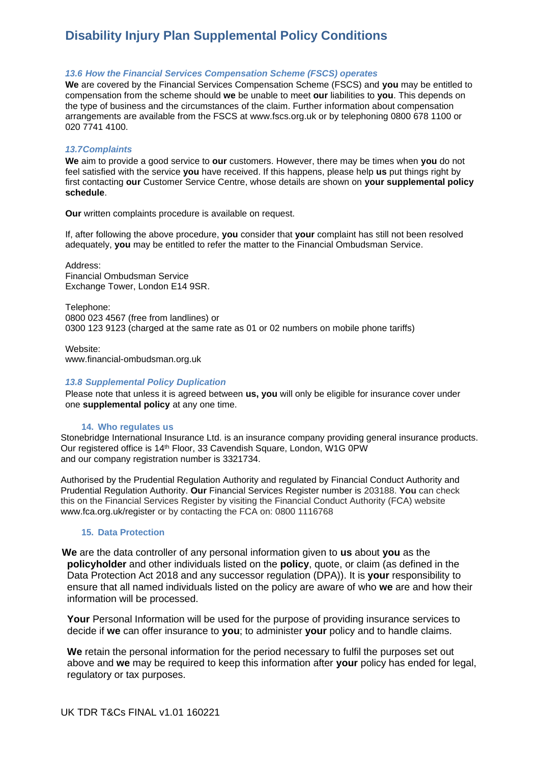### *13.6 How the Financial Services Compensation Scheme (FSCS) operates*

**We** are covered by the Financial Services Compensation Scheme (FSCS) and **you** may be entitled to compensation from the scheme should **we** be unable to meet **our** liabilities to **you**. This depends on the type of business and the circumstances of the claim. Further information about compensation arrangements are available from the FSCS at www.fscs.org.uk or by telephoning 0800 678 1100 or 020 7741 4100.

### *13.7Complaints*

**We** aim to provide a good service to **our** customers. However, there may be times when **you** do not feel satisfied with the service **you** have received. If this happens, please help **us** put things right by first contacting **our** Customer Service Centre, whose details are shown on **your supplemental policy schedule**.

**Our** written complaints procedure is available on request.

If, after following the above procedure, **you** consider that **your** complaint has still not been resolved adequately, **you** may be entitled to refer the matter to the Financial Ombudsman Service.

Address:
Financial Ombudsman Service
Exchange Tower, London E14 9SR.

Telephone:
0800 023 4567 (free from landlines) or
0300 123 9123 (charged at the same rate as 01 or 02 numbers on mobile phone tariffs)

Website:
www.financial-ombudsman.org.uk

### *13.8 Supplemental Policy Duplication*

Please note that unless it is agreed between **us, you** will only be eligible for insurance cover under one **supplemental policy** at any one time.

## 14. Who regulates us

Stonebridge International Insurance Ltd. is an insurance company providing general insurance products. Our registered office is 14th Floor, 33 Cavendish Square, London, W1G 0PW
and our company registration number is 3321734.

Authorised by the Prudential Regulation Authority and regulated by Financial Conduct Authority and Prudential Regulation Authority. **Our** Financial Services Register number is 203188. **You** can check this on the Financial Services Register by visiting the Financial Conduct Authority (FCA) website www.fca.org.uk/register or by contacting the FCA on: 0800 1116768

## 15. Data Protection

**We** are the data controller of any personal information given to **us** about **you** as the **policyholder** and other individuals listed on the **policy**, quote, or claim (as defined in the Data Protection Act 2018 and any successor regulation (DPA)). It is **your** responsibility to ensure that all named individuals listed on the policy are aware of who **we** are and how their information will be processed.

**Your** Personal Information will be used for the purpose of providing insurance services to decide if **we** can offer insurance to **you**; to administer **your** policy and to handle claims.

**We** retain the personal information for the period necessary to fulfil the purposes set out above and **we** may be required to keep this information after **your** policy has ended for legal, regulatory or tax purposes.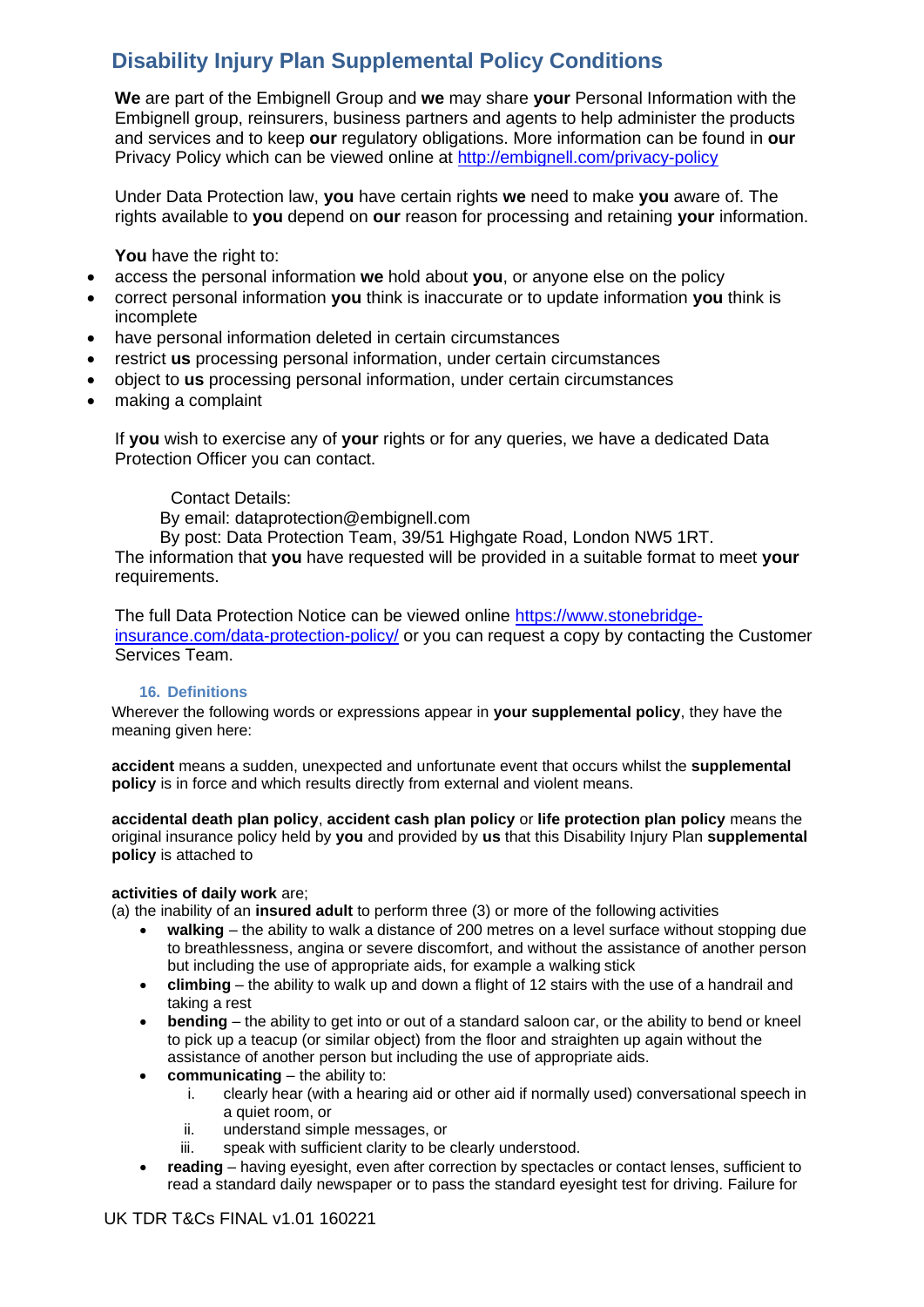# Disability Injury Plan Supplemental Policy Conditions

**We** are part of the Embignell Group and **we** may share **your** Personal Information with the Embignell group, reinsurers, business partners and agents to help administer the products and services and to keep **our** regulatory obligations. More information can be found in **our** Privacy Policy which can be viewed online at [http://embignell.com/privacy-policy](http://embignell.com/privacy-policy)

Under Data Protection law, **you** have certain rights **we** need to make **you** aware of. The rights available to **you** depend on **our** reason for processing and retaining **your** information.

**You** have the right to:

- access the personal information **we** hold about **you**, or anyone else on the policy
- correct personal information **you** think is inaccurate or to update information **you** think is incomplete
- have personal information deleted in certain circumstances
- restrict **us** processing personal information, under certain circumstances
- object to **us** processing personal information, under certain circumstances
- making a complaint

If **you** wish to exercise any of **your** rights or for any queries, we have a dedicated Data Protection Officer you can contact.

Contact Details:
By email: dataprotection@embignell.com
By post: Data Protection Team, 39/51 Highgate Road, London NW5 1RT.

The information that **you** have requested will be provided in a suitable format to meet **your** requirements.

The full Data Protection Notice can be viewed online [https://www.stonebridge-insurance.com/data-protection-policy/](https://www.stonebridge-insurance.com/data-protection-policy/) or you can request a copy by contacting the Customer Services Team.

### 16. Definitions

Wherever the following words or expressions appear in **your supplemental policy**, they have the meaning given here:

**accident** means a sudden, unexpected and unfortunate event that occurs whilst the **supplemental policy** is in force and which results directly from external and violent means.

**accidental death plan policy**, **accident cash plan policy** or **life protection plan policy** means the original insurance policy held by **you** and provided by **us** that this Disability Injury Plan **supplemental policy** is attached to

**activities of daily work** are;

(a) the inability of an **insured adult** to perform three (3) or more of the following activities

- **walking** – the ability to walk a distance of 200 metres on a level surface without stopping due to breathlessness, angina or severe discomfort, and without the assistance of another person but including the use of appropriate aids, for example a walking stick
- **climbing** – the ability to walk up and down a flight of 12 stairs with the use of a handrail and taking a rest
- **bending** – the ability to get into or out of a standard saloon car, or the ability to bend or kneel to pick up a teacup (or similar object) from the floor and straighten up again without the assistance of another person but including the use of appropriate aids.
- **communicating** – the ability to:
    - i. clearly hear (with a hearing aid or other aid if normally used) conversational speech in a quiet room, or
    - ii. understand simple messages, or
    - iii. speak with sufficient clarity to be clearly understood.
- **reading** – having eyesight, even after correction by spectacles or contact lenses, sufficient to read a standard daily newspaper or to pass the standard eyesight test for driving. Failure for

UK TDR T&Cs FINAL v1.01 160221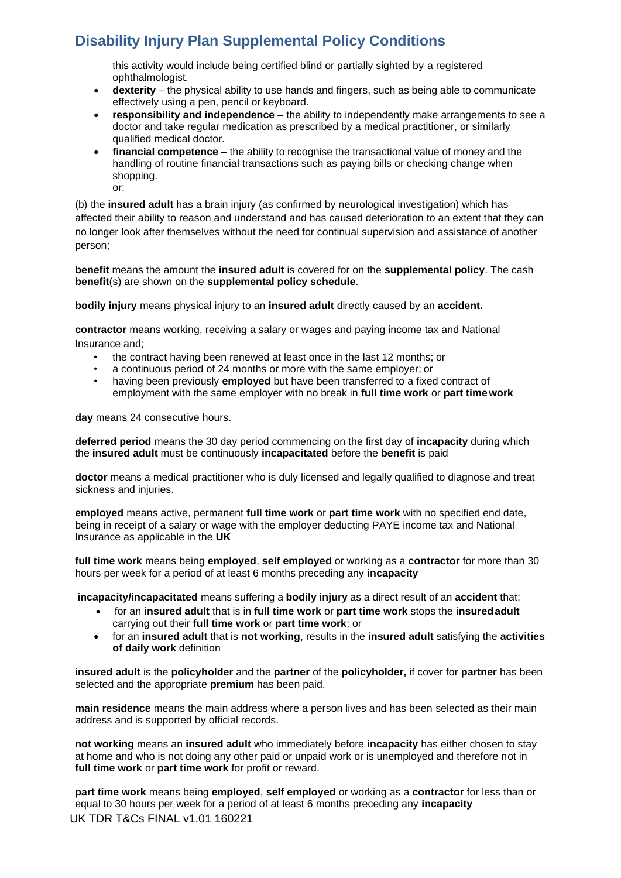this activity would include being certified blind or partially sighted by a registered ophthalmologist.

- **dexterity** – the physical ability to use hands and fingers, such as being able to communicate effectively using a pen, pencil or keyboard.
- **responsibility and independence** – the ability to independently make arrangements to see a doctor and take regular medication as prescribed by a medical practitioner, or similarly qualified medical doctor.
- **financial competence** – the ability to recognise the transactional value of money and the handling of routine financial transactions such as paying bills or checking change when shopping.
  or:

(b) the **insured adult** has a brain injury (as confirmed by neurological investigation) which has affected their ability to reason and understand and has caused deterioration to an extent that they can no longer look after themselves without the need for continual supervision and assistance of another person;

**benefit** means the amount the **insured adult** is covered for on the **supplemental policy**. The cash **benefit**(s) are shown on the **supplemental policy schedule**.

**bodily injury** means physical injury to an **insured adult** directly caused by an **accident.**

**contractor** means working, receiving a salary or wages and paying income tax and National Insurance and;

- the contract having been renewed at least once in the last 12 months; or
- a continuous period of 24 months or more with the same employer; or
- having been previously **employed** but have been transferred to a fixed contract of employment with the same employer with no break in **full time work** or **part time work**

**day** means 24 consecutive hours.

**deferred period** means the 30 day period commencing on the first day of **incapacity** during which the **insured adult** must be continuously **incapacitated** before the **benefit** is paid

**doctor** means a medical practitioner who is duly licensed and legally qualified to diagnose and treat sickness and injuries.

**employed** means active, permanent **full time work** or **part time work** with no specified end date, being in receipt of a salary or wage with the employer deducting PAYE income tax and National Insurance as applicable in the **UK**

**full time work** means being **employed**, **self employed** or working as a **contractor** for more than 30 hours per week for a period of at least 6 months preceding any **incapacity**

**incapacity/incapacitated** means suffering a **bodily injury** as a direct result of an **accident** that;

- for an **insured adult** that is in **full time work** or **part time work** stops the **insured adult** carrying out their **full time work** or **part time work**; or
- for an **insured adult** that is **not working**, results in the **insured adult** satisfying the **activities of daily work** definition

**insured adult** is the **policyholder** and the **partner** of the **policyholder,** if cover for **partner** has been selected and the appropriate **premium** has been paid.

**main residence** means the main address where a person lives and has been selected as their main address and is supported by official records.

**not working** means an **insured adult** who immediately before **incapacity** has either chosen to stay at home and who is not doing any other paid or unpaid work or is unemployed and therefore not in **full time work** or **part time work** for profit or reward.

**part time work** means being **employed**, **self employed** or working as a **contractor** for less than or equal to 30 hours per week for a period of at least 6 months preceding any **incapacity**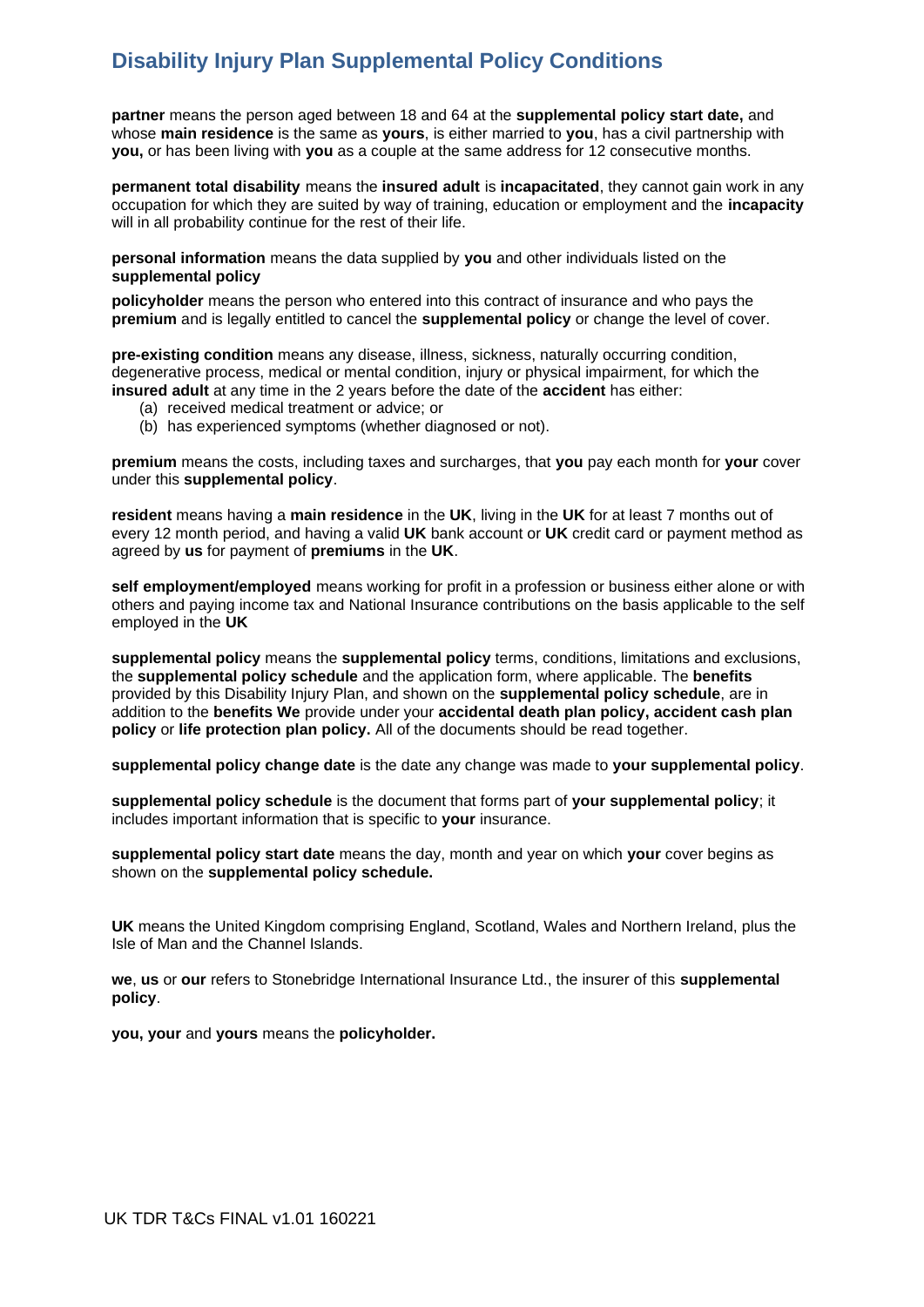**partner** means the person aged between 18 and 64 at the **supplemental policy start date,** and whose **main residence** is the same as **yours**, is either married to **you**, has a civil partnership with **you,** or has been living with **you** as a couple at the same address for 12 consecutive months.

**permanent total disability** means the **insured adult** is **incapacitated**, they cannot gain work in any occupation for which they are suited by way of training, education or employment and the **incapacity** will in all probability continue for the rest of their life.

**personal information** means the data supplied by **you** and other individuals listed on the **supplemental policy**

**policyholder** means the person who entered into this contract of insurance and who pays the **premium** and is legally entitled to cancel the **supplemental policy** or change the level of cover.

**pre-existing condition** means any disease, illness, sickness, naturally occurring condition, degenerative process, medical or mental condition, injury or physical impairment, for which the **insured adult** at any time in the 2 years before the date of the **accident** has either:

(a) received medical treatment or advice; or
(b) has experienced symptoms (whether diagnosed or not).

**premium** means the costs, including taxes and surcharges, that **you** pay each month for **your** cover under this **supplemental policy**.

**resident** means having a **main residence** in the **UK**, living in the **UK** for at least 7 months out of every 12 month period, and having a valid **UK** bank account or **UK** credit card or payment method as agreed by **us** for payment of **premiums** in the **UK**.

**self employment/employed** means working for profit in a profession or business either alone or with others and paying income tax and National Insurance contributions on the basis applicable to the self employed in the **UK**

**supplemental policy** means the **supplemental policy** terms, conditions, limitations and exclusions, the **supplemental policy schedule** and the application form, where applicable. The **benefits** provided by this Disability Injury Plan, and shown on the **supplemental policy schedule**, are in addition to the **benefits We** provide under your **accidental death plan policy, accident cash plan policy** or **life protection plan policy.** All of the documents should be read together.

**supplemental policy change date** is the date any change was made to **your supplemental policy**.

**supplemental policy schedule** is the document that forms part of **your supplemental policy**; it includes important information that is specific to **your** insurance.

**supplemental policy start date** means the day, month and year on which **your** cover begins as shown on the **supplemental policy schedule.**

**UK** means the United Kingdom comprising England, Scotland, Wales and Northern Ireland, plus the Isle of Man and the Channel Islands.

**we**, **us** or **our** refers to Stonebridge International Insurance Ltd., the insurer of this **supplemental policy**.

**you, your** and **yours** means the **policyholder.**